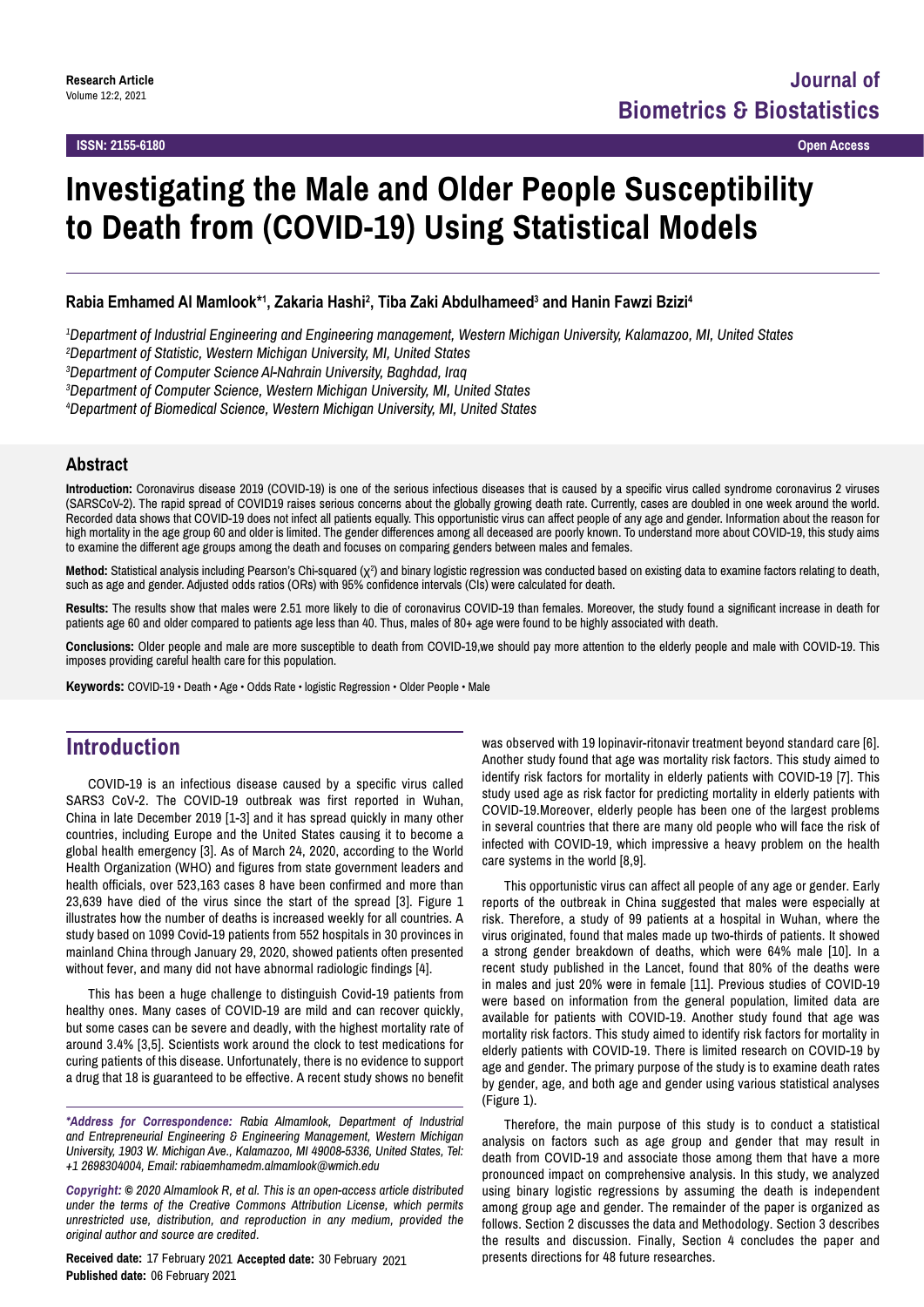Research Article

Journal of Biometrics & Biostatistics

ISSN: 2155-6180

Open Access

# Investigating the Male and Older People Susceptibility to Death from (COVID-19) Using Statistical Models

**Rabia Emhamed Al Mamlook*[1], Zakaria Hashi[2], Tiba Zaki Abdulhameed[3] and Hanin Fawzi Bzizi[4]**

[1]*Department of Industrial Engineering and Engineering management, Western Michigan University, Kalamazoo, MI, United States*
[2]*Department of Statistic, Western Michigan University, MI, United States*
[3]*Department of Computer Science Al-Nahrain University, Baghdad, Iraq*
[3]*Department of Computer Science, Western Michigan University, MI, United States*
[4]*Department of Biomedical Science, Western Michigan University, MI, United States*

## Abstract

**Introduction:** Coronavirus disease 2019 (COVID-19) is one of the serious infectious diseases that is caused by a specific virus called syndrome coronavirus 2 viruses (SARSCoV-2). The rapid spread of COVID19 raises serious concerns about the globally growing death rate. Currently, cases are doubled in one week around the world. Recorded data shows that COVID-19 does not infect all patients equally. This opportunistic virus can affect people of any age and gender. Information about the reason for high mortality in the age group 60 and older is limited. The gender differences among all deceased are poorly known. To understand more about COVID-19, this study aims to examine the different age groups among the death and focuses on comparing genders between males and females.

**Method:** Statistical analysis including Pearson's Chi-squared ($\chi^2$) and binary logistic regression was conducted based on existing data to examine factors relating to death, such as age and gender. Adjusted odds ratios (ORs) with 95% confidence intervals (CIs) were calculated for death.

**Results:** The results show that males were 2.51 more likely to die of coronavirus COVID-19 than females. Moreover, the study found a significant increase in death for patients age 60 and older compared to patients age less than 40. Thus, males of 80+ age were found to be highly associated with death.

**Conclusions:** Older people and male are more susceptible to death from COVID-19,we should pay more attention to the elderly people and male with COVID-19. This imposes providing careful health care for this population.

**Keywords:** COVID-19 • Death • Age • Odds Rate • logistic Regression • Older People • Male

## Introduction

COVID-19 is an infectious disease caused by a specific virus called SARS3 CoV-2. The COVID-19 outbreak was first reported in Wuhan, China in late December 2019 [1-3] and it has spread quickly in many other countries, including Europe and the United States causing it to become a global health emergency [3]. As of March 24, 2020, according to the World Health Organization (WHO) and figures from state government leaders and health officials, over 523,163 cases 8 have been confirmed and more than 23,639 have died of the virus since the start of the spread [3]. Figure 1 illustrates how the number of deaths is increased weekly for all countries. A study based on 1099 Covid-19 patients from 552 hospitals in 30 provinces in mainland China through January 29, 2020, showed patients often presented without fever, and many did not have abnormal radiologic findings [4].

This has been a huge challenge to distinguish Covid-19 patients from healthy ones. Many cases of COVID-19 are mild and can recover quickly, but some cases can be severe and deadly, with the highest mortality rate of around 3.4% [3,5]. Scientists work around the clock to test medications for curing patients of this disease. Unfortunately, there is no evidence to support a drug that 18 is guaranteed to be effective. A recent study shows no benefit was observed with 19 lopinavir-ritonavir treatment beyond standard care [6]. Another study found that age was mortality risk factors. This study aimed to identify risk factors for mortality in elderly patients with COVID-19 [7]. This study used age as risk factor for predicting mortality in elderly patients with COVID-19.Moreover, elderly people has been one of the largest problems in several countries that there are many old people who will face the risk of infected with COVID-19, which impressive a heavy problem on the health care systems in the world [8,9].

This opportunistic virus can affect all people of any age or gender. Early reports of the outbreak in China suggested that males were especially at risk. Therefore, a study of 99 patients at a hospital in Wuhan, where the virus originated, found that males made up two-thirds of patients. It showed a strong gender breakdown of deaths, which were 64% male [10]. In a recent study published in the Lancet, found that 80% of the deaths were in males and just 20% were in female [11]. Previous studies of COVID-19 were based on information from the general population, limited data are available for patients with COVID-19. Another study found that age was mortality risk factors. This study aimed to identify risk factors for mortality in elderly patients with COVID-19. There is limited research on COVID-19 by age and gender. The primary purpose of the study is to examine death rates by gender, age, and both age and gender using various statistical analyses (Figure 1).

Therefore, the main purpose of this study is to conduct a statistical analysis on factors such as age group and gender that may result in death from COVID-19 and associate those among them that have a more pronounced impact on comprehensive analysis. In this study, we analyzed using binary logistic regressions by assuming the death is independent among group age and gender. The remainder of the paper is organized as follows. Section 2 discusses the data and Methodology. Section 3 describes the results and discussion. Finally, Section 4 concludes the paper and presents directions for 48 future researches.

***Address for Correspondence:** Rabia Almamlook, Department of Industrial and Entrepreneurial Engineering & Engineering Management, Western Michigan University, 1903 W. Michigan Ave., Kalamazoo, MI 49008-5336, United States, Tel: +1 2698304004, Email: rabiaemhamedm.almamlook@wmich.edu*

***Copyright:** © 2020 Almamlook R, et al. This is an open-access article distributed under the terms of the Creative Commons Attribution License, which permits unrestricted use, distribution, and reproduction in any medium, provided the original author and source are credited.*

**Received date:** 17 February 2021 **Accepted date:** 30 February 2021
**Published date:** 06 February 2021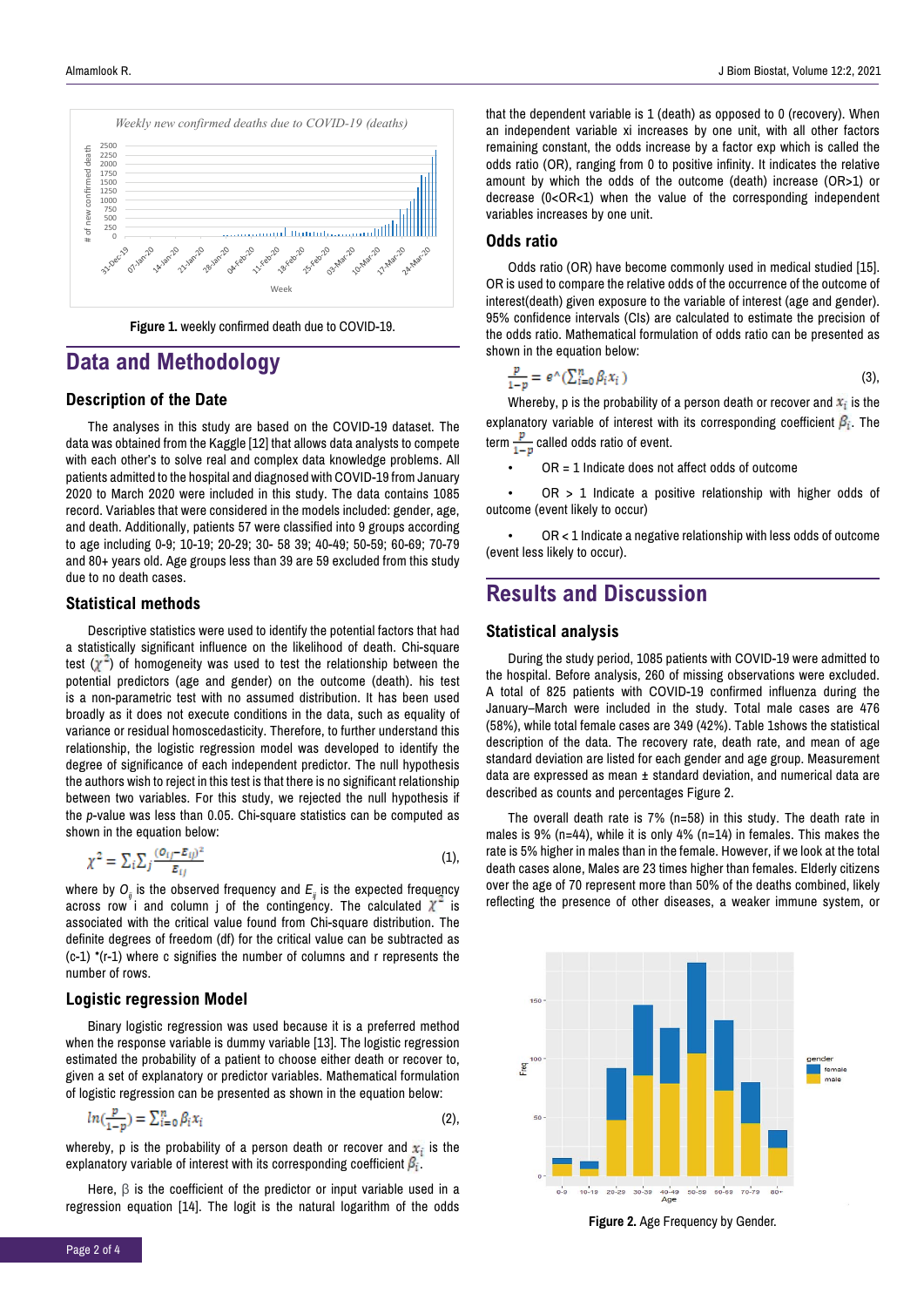Figure 1. weekly confirmed death due to COVID-19.

## Data and Methodology

### Description of the Date

The analyses in this study are based on the COVID-19 dataset. The data was obtained from the Kaggle [12] that allows data analysts to compete with each other's to solve real and complex data knowledge problems. All patients admitted to the hospital and diagnosed with COVID-19 from January 2020 to March 2020 were included in this study. The data contains 1085 record. Variables that were considered in the models included: gender, age, and death. Additionally, patients 57 were classified into 9 groups according to age including 0-9; 10-19; 20-29; 30- 58 39; 40-49; 50-59; 60-69; 70-79 and 80+ years old. Age groups less than 39 are 59 excluded from this study due to no death cases.

### Statistical methods

Descriptive statistics were used to identify the potential factors that had a statistically significant influence on the likelihood of death. Chi-square test ($\chi^2$) of homogeneity was used to test the relationship between the potential predictors (age and gender) on the outcome (death). his test is a non-parametric test with no assumed distribution. It has been used broadly as it does not execute conditions in the data, such as equality of variance or residual homoscedasticity. Therefore, to further understand this relationship, the logistic regression model was developed to identify the degree of significance of each independent predictor. The null hypothesis the authors wish to reject in this test is that there is no significant relationship between two variables. For this study, we rejected the null hypothesis if the *p*-value was less than 0.05. Chi-square statistics can be computed as shown in the equation below:

$$\chi^2 = \sum_i \sum_j \frac{(O_{ij} - E_{ij})^2}{E_{ij}} \quad (1),$$

where by $O_{ij}$ is the observed frequency and $E_{ij}$ is the expected frequency across row i and column j of the contingency. The calculated $\chi^2$ is associated with the critical value found from Chi-square distribution. The definite degrees of freedom (df) for the critical value can be subtracted as (c-1) *(r-1) where c signifies the number of columns and r represents the number of rows.

### Logistic regression Model

Binary logistic regression was used because it is a preferred method when the response variable is dummy variable [13]. The logistic regression estimated the probability of a patient to choose either death or recover to, given a set of explanatory or predictor variables. Mathematical formulation of logistic regression can be presented as shown in the equation below:

$$\ln\left(\frac{p}{1-p}\right) = \sum_{i=0}^{n} \beta_i x_i \quad (2),$$

whereby, p is the probability of a person death or recover and $x_i$ is the explanatory variable of interest with its corresponding coefficient $\beta_i$.

Here, β is the coefficient of the predictor or input variable used in a regression equation [14]. The logit is the natural logarithm of the odds that the dependent variable is 1 (death) as opposed to 0 (recovery). When an independent variable xi increases by one unit, with all other factors remaining constant, the odds increase by a factor exp which is called the odds ratio (OR), ranging from 0 to positive infinity. It indicates the relative amount by which the odds of the outcome (death) increase (OR>1) or decrease (0<OR<1) when the value of the corresponding independent variables increases by one unit.

### Odds ratio

Odds ratio (OR) have become commonly used in medical studied [15]. OR is used to compare the relative odds of the occurrence of the outcome of interest(death) given exposure to the variable of interest (age and gender). 95% confidence intervals (CIs) are calculated to estimate the precision of the odds ratio. Mathematical formulation of odds ratio can be presented as shown in the equation below:

$$\frac{p}{1-p} = e^{\wedge}\left(\sum_{i=0}^{n} \beta_i x_i\right) \quad (3),$$

Whereby, p is the probability of a person death or recover and $x_i$ is the explanatory variable of interest with its corresponding coefficient $\beta_i$. The term $\frac{p}{1-p}$ called odds ratio of event.

- OR = 1 Indicate does not affect odds of outcome
- OR > 1 Indicate a positive relationship with higher odds of outcome (event likely to occur)
- OR < 1 Indicate a negative relationship with less odds of outcome (event less likely to occur).

## Results and Discussion

### Statistical analysis

During the study period, 1085 patients with COVID-19 were admitted to the hospital. Before analysis, 260 of missing observations were excluded. A total of 825 patients with COVID-19 confirmed influenza during the January–March were included in the study. Total male cases are 476 (58%), while total female cases are 349 (42%). Table 1shows the statistical description of the data. The recovery rate, death rate, and mean of age standard deviation are listed for each gender and age group. Measurement data are expressed as mean ± standard deviation, and numerical data are described as counts and percentages Figure 2.

The overall death rate is 7% (n=58) in this study. The death rate in males is 9% (n=44), while it is only 4% (n=14) in females. This makes the rate is 5% higher in males than in the female. However, if we look at the total death cases alone, Males are 23 times higher than females. Elderly citizens over the age of 70 represent more than 50% of the deaths combined, likely reflecting the presence of other diseases, a weaker immune system, or

Figure 2. Age Frequency by Gender.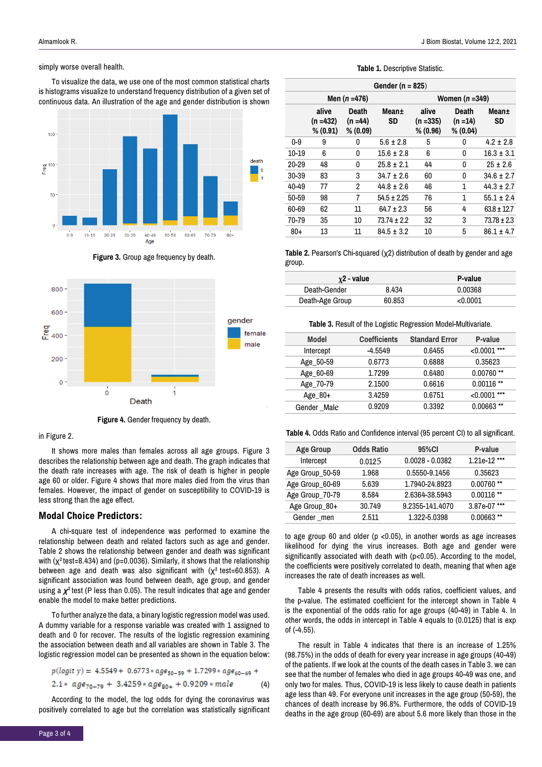simply worse overall health.

To visualize the data, we use one of the most common statistical charts is histograms visualize to understand frequency distribution of a given set of continuous data. An illustration of the age and gender distribution is shown in Figure 2.

**Figure 3.** Group age frequency by death.

**Figure 4.** Gender frequency by death.

It shows more males than females across all age groups. Figure 3 describes the relationship between age and death. The graph indicates that the death rate increases with age. The risk of death is higher in people age 60 or older. Figure 4 shows that more males died from the virus than females. However, the impact of gender on susceptibility to COVID-19 is less strong than the age effect.

## Modal Choice Predictors:

A chi-square test of independence was performed to examine the relationship between death and related factors such as age and gender. Table 2 shows the relationship between gender and death was significant with ($\chi^2$ test=8.434) and (p=0.0036). Similarly, it shows that the relationship between age and death was also significant with ($\chi^2$ test=60.853). A significant association was found between death, age group, and gender using a $\chi^2$ test (P less than 0.05). The result indicates that age and gender enable the model to make better predictions.

To further analyze the data, a binary logistic regression model was used. A dummy variable for a response variable was created with 1 assigned to death and 0 for recover. The results of the logistic regression examining the association between death and all variables are shown in Table 3. The logistic regression model can be presented as shown in the equation below:

$$p(logit\ y) = 4.5549 + 0.6773 * age_{50-59} + 1.7299 * age_{60-69} + 2.1 * age_{70-79} + 3.4259 * age_{80+} + 0.9209 * male \quad (4)$$

According to the model, the log odds for dying the coronavirus was positively correlated to age but the correlation was statistically significant to age group 60 and older (p <0.05), in another words as age increases likelihood for dying the virus increases. Both age and gender were significantly associated with death with (p<0.05). According to the model, the coefficients were positively correlated to death, meaning that when age increases the rate of death increases as well.

Table 4 presents the results with odds ratios, coefficient values, and the p-value. The estimated coefficient for the intercept shown in Table 4 is the exponential of the odds ratio for age groups (40-49) in Table 4. In other words, the odds in intercept in Table 4 equals to (0.0125) that is exp of (-4.55).

The result in Table 4 indicates that there is an increase of 1.25% (98.75%) in the odds of death for every year increase in age groups (40-49) of the patients. If we look at the counts of the death cases in Table 3. we can see that the number of females who died in age groups 40-49 was one, and only two for males. Thus, COVID-19 is less likely to cause death in patients age less than 49. For everyone unit increases in the age group (50-59), the chances of death increase by 96.8%. Furthermore, the odds of COVID-19 deaths in the age group (60-69) are about 5.6 more likely than those in the

**Table 1.** Descriptive Statistic.

| | Gender (n = 825) | | | | | |
|---|---|---|---|---|---|---|
| | Men (*n* =476) | | | Women (*n* =349) | | |
| | alive (n =432) % (0.91) | Death (n =44) % (0.09) | Mean± SD | alive (n =335) % (0.96) | Death (n =14) % (0.04) | Mean± SD |
| 0-9 | 9 | 0 | 5.6 ± 2.8 | 5 | 0 | 4.2 ± 2.8 |
| 10-19 | 6 | 0 | 15.6 ± 2.8 | 6 | 0 | 16.3 ± 3.1 |
| 20-29 | 48 | 0 | 25.8 ± 2.1 | 44 | 0 | 25 ± 2.6 |
| 30-39 | 83 | 3 | 34.7 ± 2.6 | 60 | 0 | 34.6 ± 2.7 |
| 40-49 | 77 | 2 | 44.8 ± 2.6 | 46 | 1 | 44.3 ± 2.7 |
| 50-59 | 98 | 7 | 54.5 ± 2.25 | 76 | 1 | 55.1 ± 2.4 |
| 60-69 | 62 | 11 | 64.7 ± 2.3 | 56 | 4 | 63.8 ± 12.7 |
| 70-79 | 35 | 10 | 73.74 ± 2.2 | 32 | 3 | 73.78 ± 2.3 |
| 80+ | 13 | 11 | 84.5 ± 3.2 | 10 | 5 | 86.1 ± 4.7 |

**Table 2.** Pearson's Chi-squared (χ2) distribution of death by gender and age group.

| | $\chi 2$ - value | P-value |
|---|---|---|
| Death-Gender | 8.434 | 0.00368 |
| Death-Age Group | 60.853 | <0.0001 |

**Table 3.** Result of the Logistic Regression Model-Multivariate.

| Model | Coefficients | Standard Error | P-value |
|---|---|---|---|
| Intercept | -4.5549 | 0.6455 | <0.0001 *** |
| Age_50-59 | 0.6773 | 0.6888 | 0.35623 |
| Age_60-69 | 1.7299 | 0.6480 | 0.00760 ** |
| Age_70-79 | 2.1500 | 0.6616 | 0.00116 ** |
| Age_80+ | 3.4259 | 0.6751 | <0.0001 *** |
| Gender _Male | 0.9209 | 0.3392 | 0.00663 ** |

**Table 4.** Odds Ratio and Confidence interval (95 percent CI) to all significant.

| Age Group | Odds Ratio | 95%CI | P-value |
|---|---|---|---|
| Intercept | 0.0125 | 0.0028 - 0.0382 | 1.21e-12 *** |
| Age Group_50-59 | 1.968 | 0.5550-9.1456 | 0.35623 |
| Age Group_60-69 | 5.639 | 1.7940-24.8923 | 0.00760 ** |
| Age Group_70-79 | 8.584 | 2.6364-38.5943 | 0.00116 ** |
| Age Group_80+ | 30.749 | 9.2355-141.4070 | 3.87e-07 *** |
| Gender _men | 2.511 | 1.322-5.0398 | 0.00663 ** |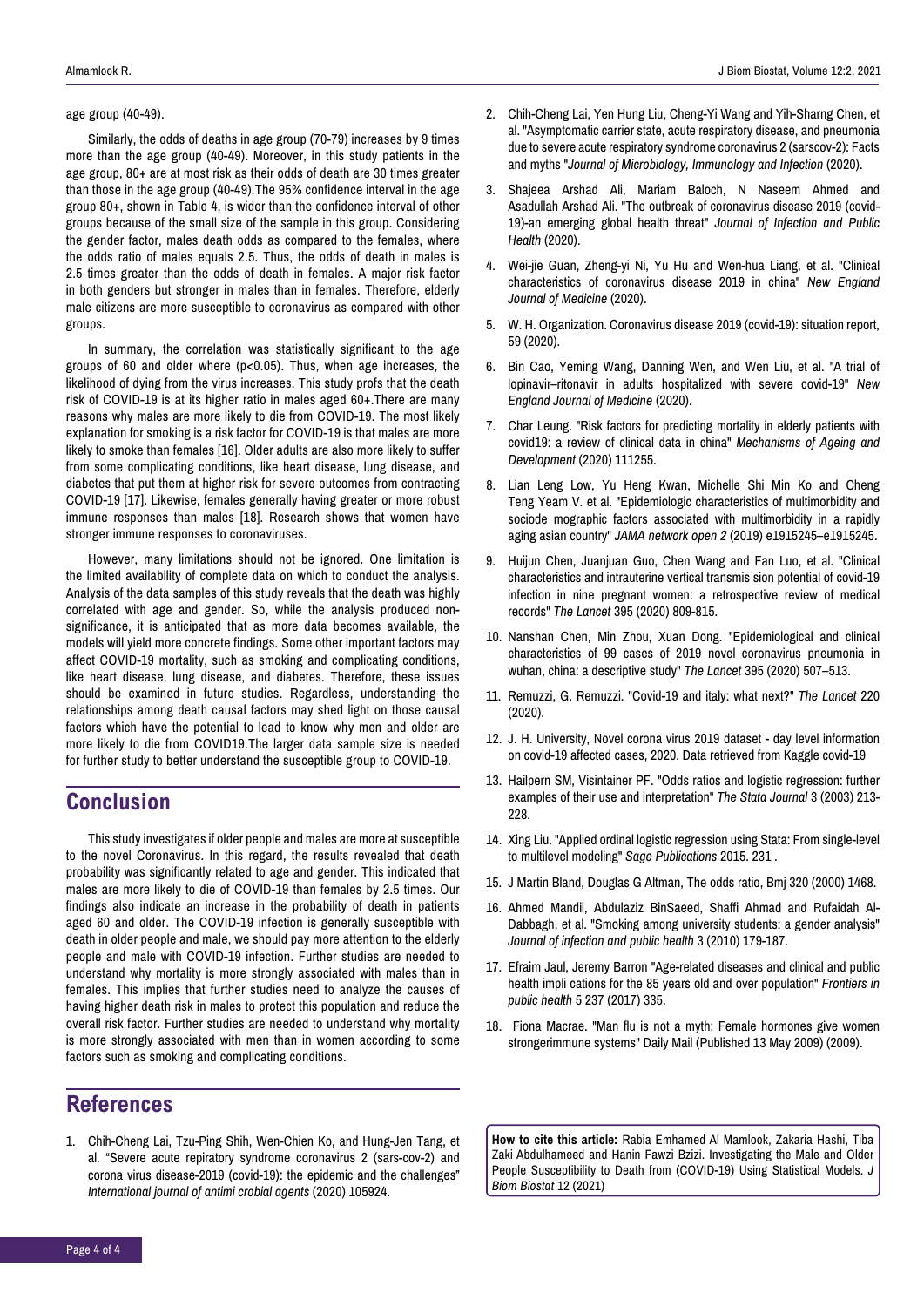age group (40-49).

Similarly, the odds of deaths in age group (70-79) increases by 9 times more than the age group (40-49). Moreover, in this study patients in the age group, 80+ are at most risk as their odds of death are 30 times greater than those in the age group (40-49).The 95% confidence interval in the age group 80+, shown in Table 4, is wider than the confidence interval of other groups because of the small size of the sample in this group. Considering the gender factor, males death odds as compared to the females, where the odds ratio of males equals 2.5. Thus, the odds of death in males is 2.5 times greater than the odds of death in females. A major risk factor in both genders but stronger in males than in females. Therefore, elderly male citizens are more susceptible to coronavirus as compared with other groups.

In summary, the correlation was statistically significant to the age groups of 60 and older where ($p<0.05$). Thus, when age increases, the likelihood of dying from the virus increases. This study profs that the death risk of COVID-19 is at its higher ratio in males aged 60+.There are many reasons why males are more likely to die from COVID-19. The most likely explanation for smoking is a risk factor for COVID-19 is that males are more likely to smoke than females [16]. Older adults are also more likely to suffer from some complicating conditions, like heart disease, lung disease, and diabetes that put them at higher risk for severe outcomes from contracting COVID-19 [17]. Likewise, females generally having greater or more robust immune responses than males [18]. Research shows that women have stronger immune responses to coronaviruses.

However, many limitations should not be ignored. One limitation is the limited availability of complete data on which to conduct the analysis. Analysis of the data samples of this study reveals that the death was highly correlated with age and gender. So, while the analysis produced non-significance, it is anticipated that as more data becomes available, the models will yield more concrete findings. Some other important factors may affect COVID-19 mortality, such as smoking and complicating conditions, like heart disease, lung disease, and diabetes. Therefore, these issues should be examined in future studies. Regardless, understanding the relationships among death causal factors may shed light on those causal factors which have the potential to lead to know why men and older are more likely to die from COVID19.The larger data sample size is needed for further study to better understand the susceptible group to COVID-19.

## Conclusion

This study investigates if older people and males are more at susceptible to the novel Coronavirus. In this regard, the results revealed that death probability was significantly related to age and gender. This indicated that males are more likely to die of COVID-19 than females by 2.5 times. Our findings also indicate an increase in the probability of death in patients aged 60 and older. The COVID-19 infection is generally susceptible with death in older people and male, we should pay more attention to the elderly people and male with COVID-19 infection. Further studies are needed to understand why mortality is more strongly associated with males than in females. This implies that further studies need to analyze the causes of having higher death risk in males to protect this population and reduce the overall risk factor. Further studies are needed to understand why mortality is more strongly associated with men than in women according to some factors such as smoking and complicating conditions.

## References

1. Chih-Cheng Lai, Tzu-Ping Shih, Wen-Chien Ko, and Hung-Jen Tang, et al. "Severe acute repiratory syndrome coronavirus 2 (sars-cov-2) and corona virus disease-2019 (covid-19): the epidemic and the challenges" *International journal of antimi crobial agents* (2020) 105924.
2. Chih-Cheng Lai, Yen Hung Liu, Cheng-Yi Wang and Yih-Sharng Chen, et al. "Asymptomatic carrier state, acute respiratory disease, and pneumonia due to severe acute respiratory syndrome coronavirus 2 (sarscov-2): Facts and myths "*Journal of Microbiology, Immunology and Infection* (2020).
3. Shajeea Arshad Ali, Mariam Baloch, N Naseem Ahmed and Asadullah Arshad Ali. "The outbreak of coronavirus disease 2019 (covid-19)-an emerging global health threat" *Journal of Infection and Public Health* (2020).
4. Wei-jie Guan, Zheng-yi Ni, Yu Hu and Wen-hua Liang, et al. "Clinical characteristics of coronavirus disease 2019 in china" *New England Journal of Medicine* (2020).
5. W. H. Organization. Coronavirus disease 2019 (covid-19): situation report, 59 (2020).
6. Bin Cao, Yeming Wang, Danning Wen, and Wen Liu, et al. "A trial of lopinavir–ritonavir in adults hospitalized with severe covid-19" *New England Journal of Medicine* (2020).
7. Char Leung. "Risk factors for predicting mortality in elderly patients with covid19: a review of clinical data in china" *Mechanisms of Ageing and Development* (2020) 111255.
8. Lian Leng Low, Yu Heng Kwan, Michelle Shi Min Ko and Cheng Teng Yeam V. et al. "Epidemiologic characteristics of multimorbidity and sociode mographic factors associated with multimorbidity in a rapidly aging asian country" *JAMA network open 2* (2019) e1915245–e1915245.
9. Huijun Chen, Juanjuan Guo, Chen Wang and Fan Luo, et al. "Clinical characteristics and intrauterine vertical transmis sion potential of covid-19 infection in nine pregnant women: a retrospective review of medical records" *The Lancet* 395 (2020) 809-815.
10. Nanshan Chen, Min Zhou, Xuan Dong. "Epidemiological and clinical characteristics of 99 cases of 2019 novel coronavirus pneumonia in wuhan, china: a descriptive study" *The Lancet* 395 (2020) 507–513.
11. Remuzzi, G. Remuzzi. "Covid-19 and italy: what next?" *The Lancet* 220 (2020).
12. J. H. University, Novel corona virus 2019 dataset - day level information on covid-19 affected cases, 2020. Data retrieved from Kaggle covid-19
13. Hailpern SM, Visintainer PF. "Odds ratios and logistic regression: further examples of their use and interpretation" *The Stata Journal* 3 (2003) 213-228.
14. Xing Liu. "Applied ordinal logistic regression using Stata: From single-level to multilevel modeling" *Sage Publications* 2015. 231 .
15. J Martin Bland, Douglas G Altman, The odds ratio, Bmj 320 (2000) 1468.
16. Ahmed Mandil, Abdulaziz BinSaeed, Shaffi Ahmad and Rufaidah Al-Dabbagh, et al. "Smoking among university students: a gender analysis" *Journal of infection and public health* 3 (2010) 179-187.
17. Efraim Jaul, Jeremy Barron "Age-related diseases and clinical and public health impli cations for the 85 years old and over population" *Frontiers in public health* 5 237 (2017) 335.
18. Fiona Macrae. "Man flu is not a myth: Female hormones give women strongerimmune systems" Daily Mail (Published 13 May 2009) (2009).

**How to cite this article:** Rabia Emhamed Al Mamlook, Zakaria Hashi, Tiba Zaki Abdulhameed and Hanin Fawzi Bzizi. Investigating the Male and Older People Susceptibility to Death from (COVID-19) Using Statistical Models. *J Biom Biostat* 12 (2021)